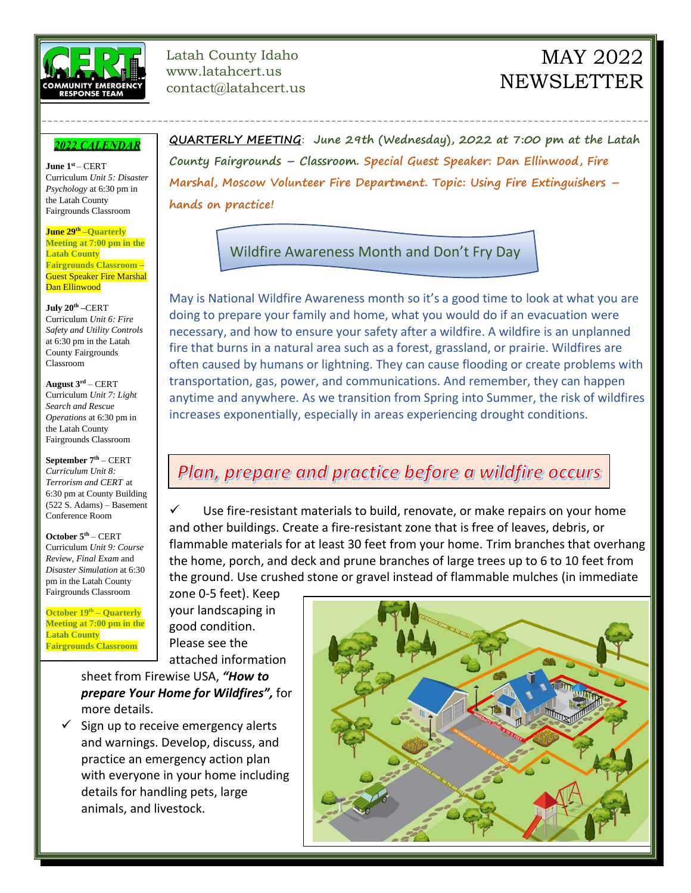Latah County Idaho
www.latahcert.us
contact@latahcert.us

# MAY 2022 NEWSLETTER

## *2022 CALENDAR*

**June 1st** – CERT Curriculum *Unit 5: Disaster Psychology* at 6:30 pm in the Latah County Fairgrounds Classroom

**June 29th –Quarterly Meeting at 7:00 pm in the Latah County Fairgrounds Classroom** – Guest Speaker Fire Marshal Dan Ellinwood

**July 20th** –CERT Curriculum *Unit 6: Fire Safety and Utility Controls* at 6:30 pm in the Latah County Fairgrounds Classroom

**August 3rd** – CERT Curriculum *Unit 7: Light Search and Rescue Operations* at 6:30 pm in the Latah County Fairgrounds Classroom

**September 7th** – CERT *Curriculum Unit 8: Terrorism and CERT* at 6:30 pm at County Building (522 S. Adams) – Basement Conference Room

**October 5th** – CERT Curriculum *Unit 9: Course Review, Final Exam* and *Disaster Simulation* at 6:30 pm in the Latah County Fairgrounds Classroom

**October 19th – Quarterly Meeting at 7:00 pm in the Latah County Fairgrounds Classroom**

**QUARTERLY MEETING: June 29th (Wednesday), 2022 at 7:00 pm at the Latah County Fairgrounds – Classroom.** *Special Guest Speaker: Dan Ellinwood, Fire Marshal, Moscow Volunteer Fire Department. Topic: Using Fire Extinguishers – hands on practice!*

## Wildfire Awareness Month and Don't Fry Day

May is National Wildfire Awareness month so it's a good time to look at what you are doing to prepare your family and home, what you would do if an evacuation were necessary, and how to ensure your safety after a wildfire. A wildfire is an unplanned fire that burns in a natural area such as a forest, grassland, or prairie. Wildfires are often caused by humans or lightning. They can cause flooding or create problems with transportation, gas, power, and communications. And remember, they can happen anytime and anywhere. As we transition from Spring into Summer, the risk of wildfires increases exponentially, especially in areas experiencing drought conditions.

## *Plan, prepare and practice before a wildfire occurs*

- ✓ Use fire-resistant materials to build, renovate, or make repairs on your home and other buildings. Create a fire-resistant zone that is free of leaves, debris, or flammable materials for at least 30 feet from your home. Trim branches that overhang the home, porch, and deck and prune branches of large trees up to 6 to 10 feet from the ground. Use crushed stone or gravel instead of flammable mulches (in immediate zone 0-5 feet). Keep your landscaping in good condition. Please see the attached information sheet from Firewise USA, ***"How to prepare Your Home for Wildfires",*** for more details.
- ✓ Sign up to receive emergency alerts and warnings. Develop, discuss, and practice an emergency action plan with everyone in your home including details for handling pets, large animals, and livestock.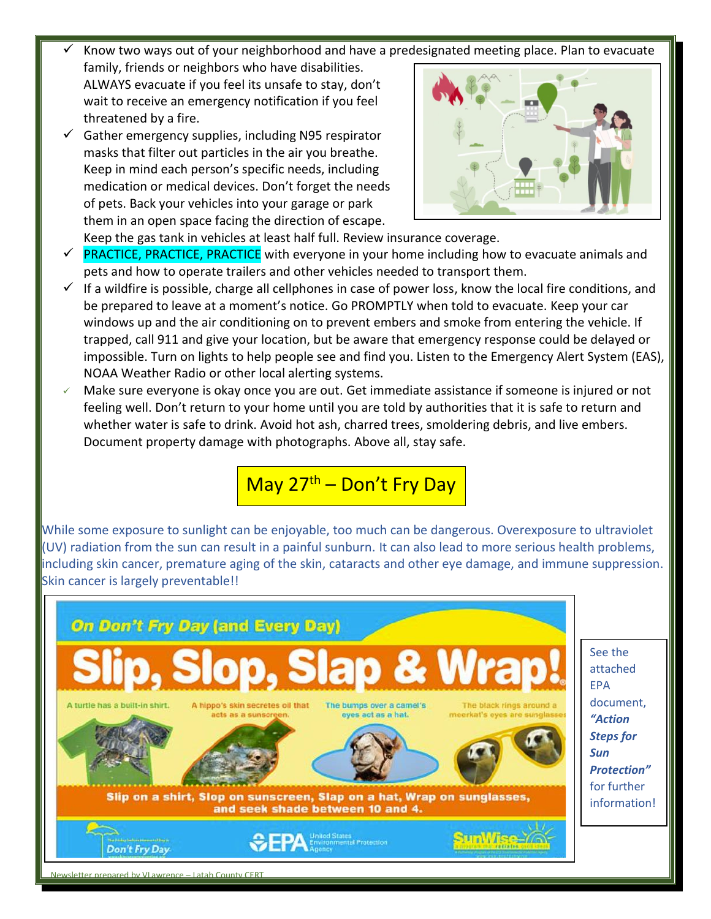- ✓ Know two ways out of your neighborhood and have a predesignated meeting place. Plan to evacuate family, friends or neighbors who have disabilities. ALWAYS evacuate if you feel its unsafe to stay, don't wait to receive an emergency notification if you feel threatened by a fire.
- ✓ Gather emergency supplies, including N95 respirator masks that filter out particles in the air you breathe. Keep in mind each person's specific needs, including medication or medical devices. Don't forget the needs of pets. Back your vehicles into your garage or park them in an open space facing the direction of escape. Keep the gas tank in vehicles at least half full. Review insurance coverage.
- ✓ PRACTICE, PRACTICE, PRACTICE with everyone in your home including how to evacuate animals and pets and how to operate trailers and other vehicles needed to transport them.
- ✓ If a wildfire is possible, charge all cellphones in case of power loss, know the local fire conditions, and be prepared to leave at a moment's notice. Go PROMPTLY when told to evacuate. Keep your car windows up and the air conditioning on to prevent embers and smoke from entering the vehicle. If trapped, call 911 and give your location, but be aware that emergency response could be delayed or impossible. Turn on lights to help people see and find you. Listen to the Emergency Alert System (EAS), NOAA Weather Radio or other local alerting systems.
- ✓ Make sure everyone is okay once you are out. Get immediate assistance if someone is injured or not feeling well. Don't return to your home until you are told by authorities that it is safe to return and whether water is safe to drink. Avoid hot ash, charred trees, smoldering debris, and live embers. Document property damage with photographs. Above all, stay safe.

## May 27th – Don't Fry Day

While some exposure to sunlight can be enjoyable, too much can be dangerous. Overexposure to ultraviolet (UV) radiation from the sun can result in a painful sunburn. It can also lead to more serious health problems, including skin cancer, premature aging of the skin, cataracts and other eye damage, and immune suppression. Skin cancer is largely preventable!!

On Don't Fry Day (and Every Day)

Slip, Slop, Slap & Wrap!

A turtle has a built-in shirt.

A hippo's skin secretes oil that acts as a sunscreen.

The bumps over a camel's eyes act as a hat.

The black rings around a meerkat's eyes are sunglasses

Slip on a shirt, Slop on sunscreen, Slap on a hat, Wrap on sunglasses, and seek shade between 10 and 4.

Don't Fry Day

EPA United States Environmental Protection Agency

SunWise

See the attached EPA document, ***"Action Steps for Sun Protection"*** for further information!

Newsletter prepared by VLawrence – Latah County CERT